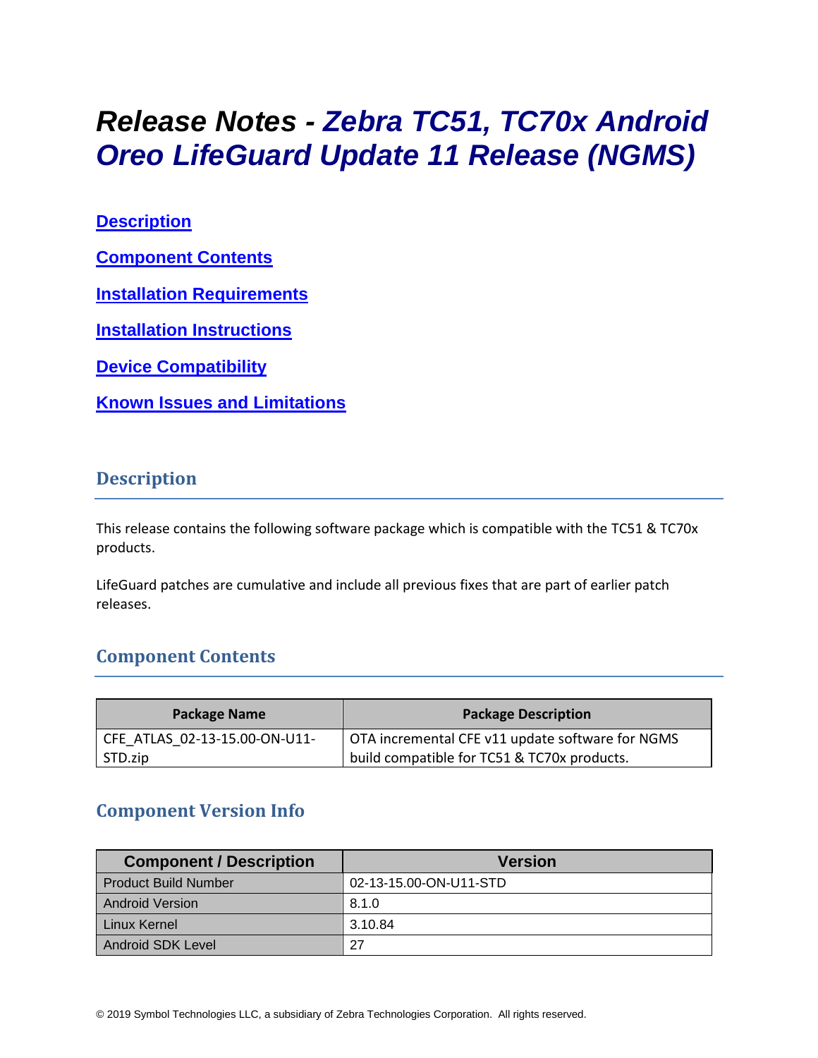# Release Notes - Zebra TC51, TC70x Android Oreo LifeGuard Update 11 Release (NGMS)

[Description](#description)

[Component Contents](#component-contents)

[Installation Requirements](#installation-requirements)

[Installation Instructions](#installation-instructions)

[Device Compatibility](#device-compatibility)

[Known Issues and Limitations](#known-issues-and-limitations)

## Description

This release contains the following software package which is compatible with the TC51 & TC70x products.

LifeGuard patches are cumulative and include all previous fixes that are part of earlier patch releases.

## Component Contents

| Package Name | Package Description |
|---|---|
| CFE_ATLAS_02-13-15.00-ON-U11-STD.zip | OTA incremental CFE v11 update software for NGMS build compatible for TC51 & TC70x products. |

## Component Version Info

| Component / Description | Version |
|---|---|
| Product Build Number | 02-13-15.00-ON-U11-STD |
| Android Version | 8.1.0 |
| Linux Kernel | 3.10.84 |
| Android SDK Level | 27 |

© 2019 Symbol Technologies LLC, a subsidiary of Zebra Technologies Corporation. All rights reserved.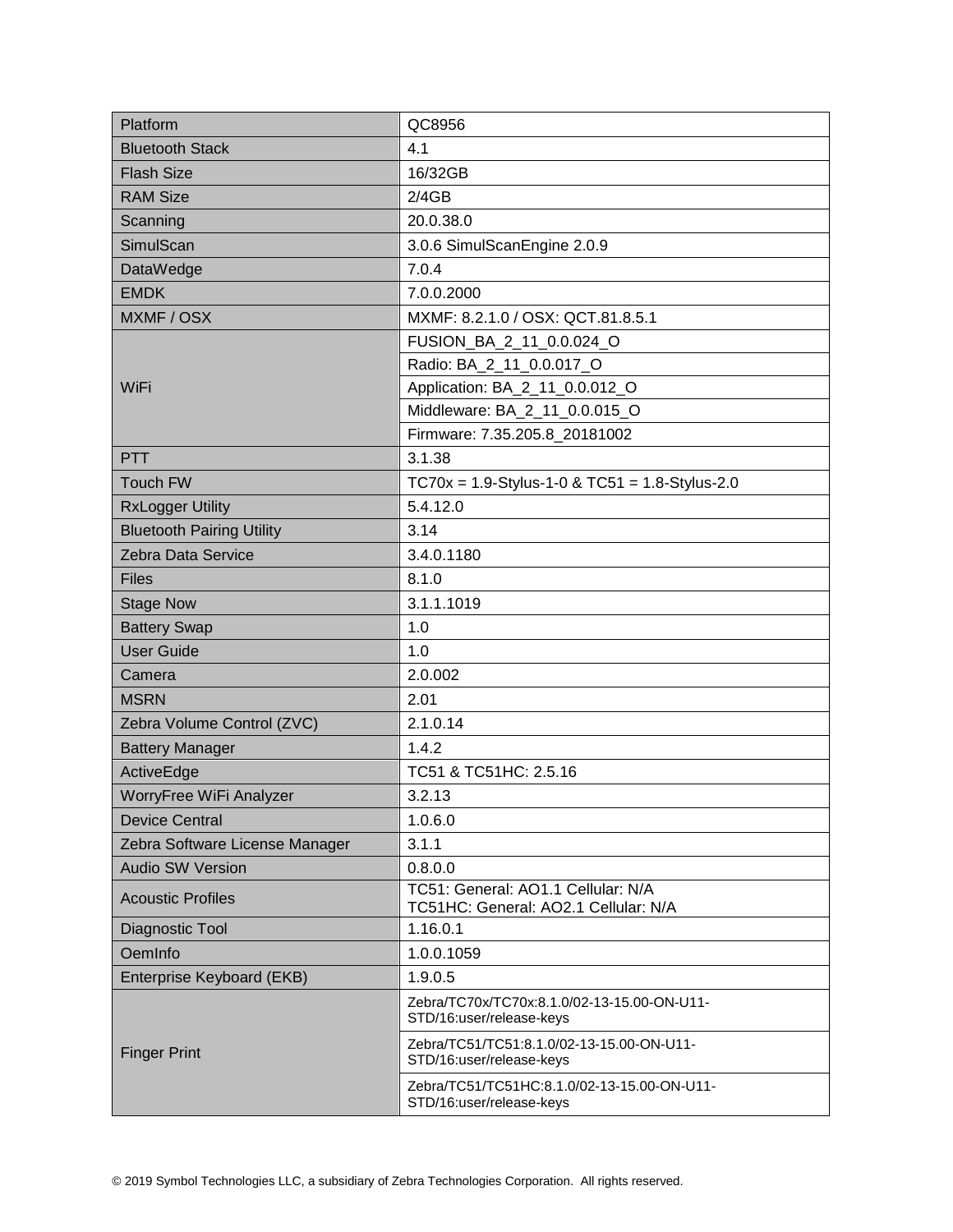| Platform | QC8956 |
|---|---|
| Bluetooth Stack | 4.1 |
| Flash Size | 16/32GB |
| RAM Size | 2/4GB |
| Scanning | 20.0.38.0 |
| SimulScan | 3.0.6 SimulScanEngine 2.0.9 |
| DataWedge | 7.0.4 |
| EMDK | 7.0.0.2000 |
| MXMF / OSX | MXMF: 8.2.1.0 / OSX: QCT.81.8.5.1 |
| WiFi | FUSION_BA_2_11_0.0.024_O |
| | Radio: BA_2_11_0.0.017_O |
| | Application: BA_2_11_0.0.012_O |
| | Middleware: BA_2_11_0.0.015_O |
| | Firmware: 7.35.205.8_20181002 |
| PTT | 3.1.38 |
| Touch FW | TC70x = 1.9-Stylus-1-0 & TC51 = 1.8-Stylus-2.0 |
| RxLogger Utility | 5.4.12.0 |
| Bluetooth Pairing Utility | 3.14 |
| Zebra Data Service | 3.4.0.1180 |
| Files | 8.1.0 |
| Stage Now | 3.1.1.1019 |
| Battery Swap | 1.0 |
| User Guide | 1.0 |
| Camera | 2.0.002 |
| MSRN | 2.01 |
| Zebra Volume Control (ZVC) | 2.1.0.14 |
| Battery Manager | 1.4.2 |
| ActiveEdge | TC51 & TC51HC: 2.5.16 |
| WorryFree WiFi Analyzer | 3.2.13 |
| Device Central | 1.0.6.0 |
| Zebra Software License Manager | 3.1.1 |
| Audio SW Version | 0.8.0.0 |
| Acoustic Profiles | TC51: General: AO1.1 Cellular: N/A<br>TC51HC: General: AO2.1 Cellular: N/A |
| Diagnostic Tool | 1.16.0.1 |
| OemInfo | 1.0.0.1059 |
| Enterprise Keyboard (EKB) | 1.9.0.5 |
| Finger Print | Zebra/TC70x/TC70x:8.1.0/02-13-15.00-ON-U11-STD/16:user/release-keys |
| | Zebra/TC51/TC51:8.1.0/02-13-15.00-ON-U11-STD/16:user/release-keys |
| | Zebra/TC51/TC51HC:8.1.0/02-13-15.00-ON-U11-STD/16:user/release-keys |

© 2019 Symbol Technologies LLC, a subsidiary of Zebra Technologies Corporation. All rights reserved.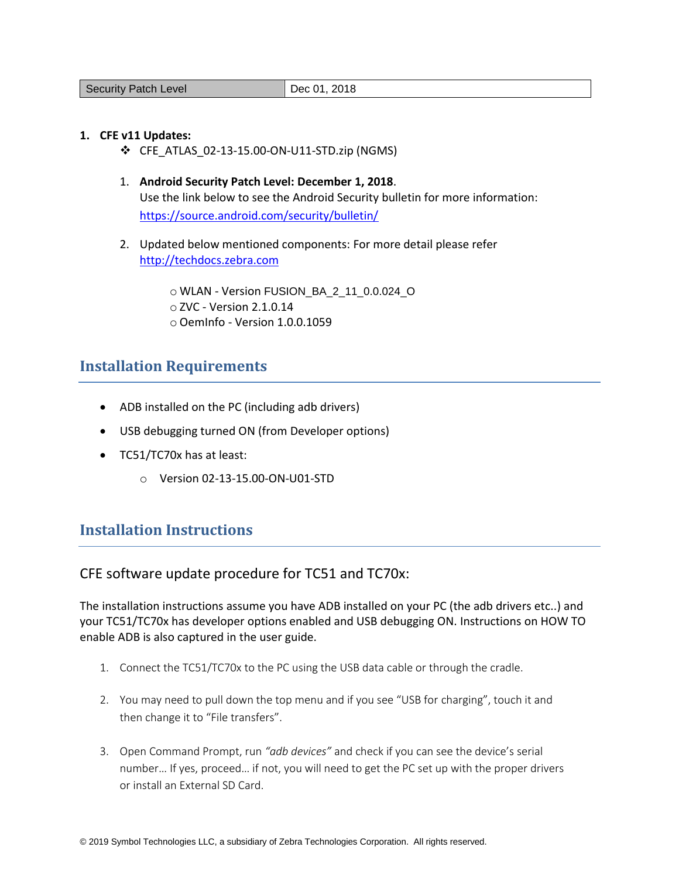| Security Patch Level | Dec 01, 2018 |
| --- | --- |

1. **CFE v11 Updates:**
   - CFE_ATLAS_02-13-15.00-ON-U11-STD.zip (NGMS)

   1. **Android Security Patch Level: December 1, 2018**.
      Use the link below to see the Android Security bulletin for more information: [https://source.android.com/security/bulletin/](https://source.android.com/security/bulletin/)

   2. Updated below mentioned components: For more detail please refer [http://techdocs.zebra.com](http://techdocs.zebra.com)

      - WLAN - Version FUSION_BA_2_11_0.0.024_O
      - ZVC - Version 2.1.0.14
      - OemInfo - Version 1.0.0.1059

## Installation Requirements

- ADB installed on the PC (including adb drivers)
- USB debugging turned ON (from Developer options)
- TC51/TC70x has at least:
  - Version 02-13-15.00-ON-U01-STD

## Installation Instructions

### CFE software update procedure for TC51 and TC70x:

The installation instructions assume you have ADB installed on your PC (the adb drivers etc..) and your TC51/TC70x has developer options enabled and USB debugging ON. Instructions on HOW TO enable ADB is also captured in the user guide.

1. Connect the TC51/TC70x to the PC using the USB data cable or through the cradle.

2. You may need to pull down the top menu and if you see "USB for charging", touch it and then change it to "File transfers".

3. Open Command Prompt, run *"adb devices"* and check if you can see the device's serial number… If yes, proceed… if not, you will need to get the PC set up with the proper drivers or install an External SD Card.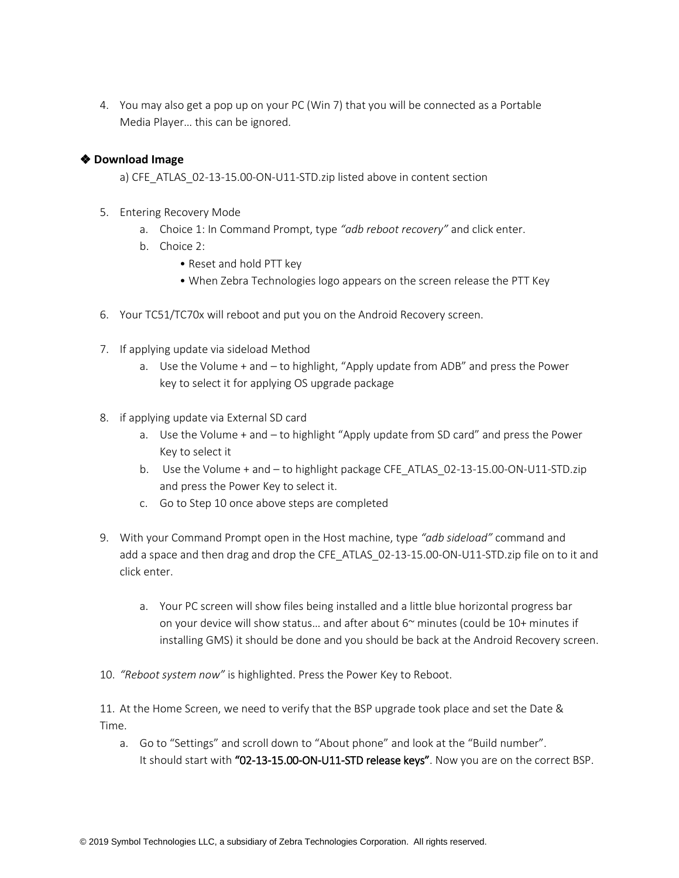4. You may also get a pop up on your PC (Win 7) that you will be connected as a Portable Media Player… this can be ignored.

### ❖ Download Image

a) CFE_ATLAS_02-13-15.00-ON-U11-STD.zip listed above in content section

5. Entering Recovery Mode
   a. Choice 1: In Command Prompt, type *"adb reboot recovery"* and click enter.
   b. Choice 2:
      - Reset and hold PTT key
      - When Zebra Technologies logo appears on the screen release the PTT Key

6. Your TC51/TC70x will reboot and put you on the Android Recovery screen.

7. If applying update via sideload Method
   a. Use the Volume + and – to highlight, "Apply update from ADB" and press the Power key to select it for applying OS upgrade package

8. if applying update via External SD card
   a. Use the Volume + and – to highlight "Apply update from SD card" and press the Power Key to select it
   b. Use the Volume + and – to highlight package CFE_ATLAS_02-13-15.00-ON-U11-STD.zip and press the Power Key to select it.
   c. Go to Step 10 once above steps are completed

9. With your Command Prompt open in the Host machine, type *"adb sideload"* command and add a space and then drag and drop the CFE_ATLAS_02-13-15.00-ON-U11-STD.zip file on to it and click enter.

   a. Your PC screen will show files being installed and a little blue horizontal progress bar on your device will show status… and after about 6~ minutes (could be 10+ minutes if installing GMS) it should be done and you should be back at the Android Recovery screen.

10. *"Reboot system now"* is highlighted. Press the Power Key to Reboot.

11. At the Home Screen, we need to verify that the BSP upgrade took place and set the Date & Time.
    a. Go to "Settings" and scroll down to "About phone" and look at the "Build number". It should start with **"02-13-15.00-ON-U11-STD release keys"**. Now you are on the correct BSP.

© 2019 Symbol Technologies LLC, a subsidiary of Zebra Technologies Corporation. All rights reserved.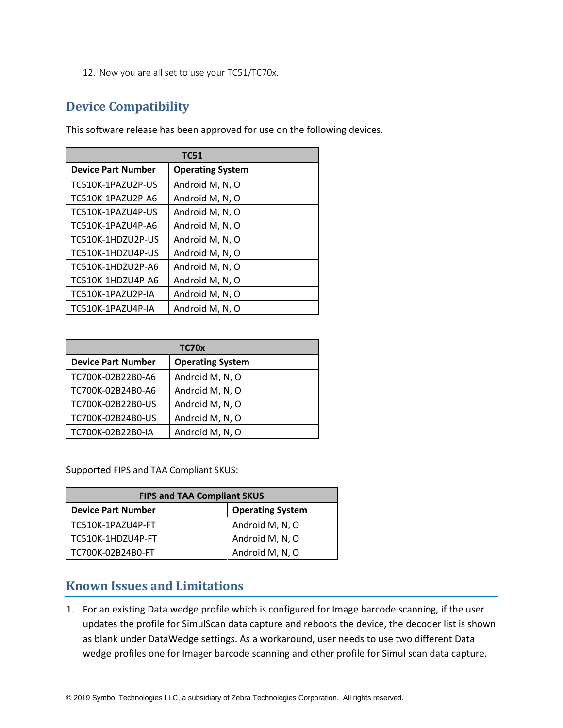12. Now you are all set to use your TC51/TC70x.

## Device Compatibility

This software release has been approved for use on the following devices.

| TC51 | |
|---|---|
| **Device Part Number** | **Operating System** |
| TC510K-1PAZU2P-US | Android M, N, O |
| TC510K-1PAZU2P-A6 | Android M, N, O |
| TC510K-1PAZU4P-US | Android M, N, O |
| TC510K-1PAZU4P-A6 | Android M, N, O |
| TC510K-1HDZU2P-US | Android M, N, O |
| TC510K-1HDZU4P-US | Android M, N, O |
| TC510K-1HDZU2P-A6 | Android M, N, O |
| TC510K-1HDZU4P-A6 | Android M, N, O |
| TC510K-1PAZU2P-IA | Android M, N, O |
| TC510K-1PAZU4P-IA | Android M, N, O |

| TC70x | |
|---|---|
| **Device Part Number** | **Operating System** |
| TC700K-02B22B0-A6 | Android M, N, O |
| TC700K-02B24B0-A6 | Android M, N, O |
| TC700K-02B22B0-US | Android M, N, O |
| TC700K-02B24B0-US | Android M, N, O |
| TC700K-02B22B0-IA | Android M, N, O |

Supported FIPS and TAA Compliant SKUS:

| FIPS and TAA Compliant SKUS | |
|---|---|
| **Device Part Number** | **Operating System** |
| TC510K-1PAZU4P-FT | Android M, N, O |
| TC510K-1HDZU4P-FT | Android M, N, O |
| TC700K-02B24B0-FT | Android M, N, O |

## Known Issues and Limitations

1. For an existing Data wedge profile which is configured for Image barcode scanning, if the user updates the profile for SimulScan data capture and reboots the device, the decoder list is shown as blank under DataWedge settings. As a workaround, user needs to use two different Data wedge profiles one for Imager barcode scanning and other profile for Simul scan data capture.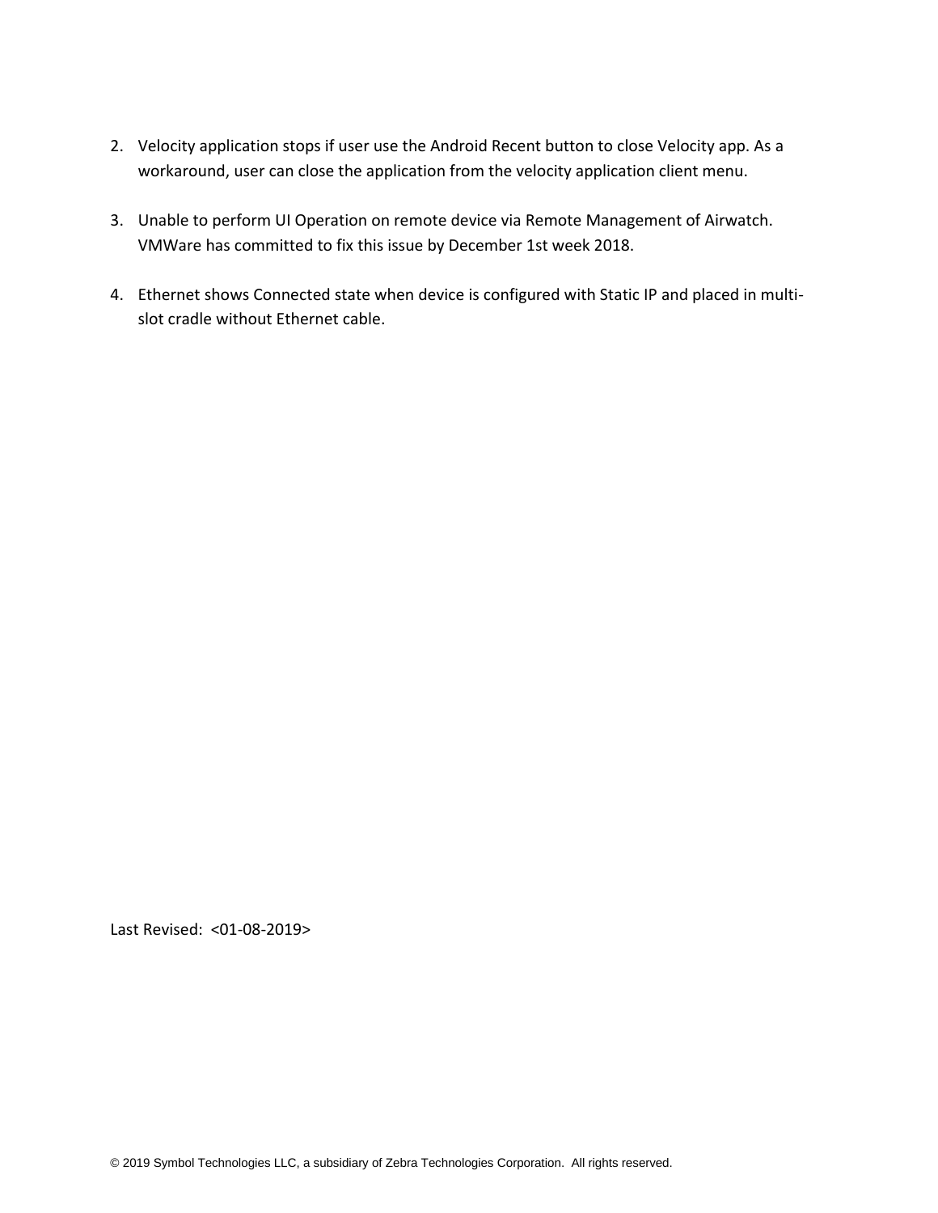2. Velocity application stops if user use the Android Recent button to close Velocity app. As a workaround, user can close the application from the velocity application client menu.

3. Unable to perform UI Operation on remote device via Remote Management of Airwatch. VMWare has committed to fix this issue by December 1st week 2018.

4. Ethernet shows Connected state when device is configured with Static IP and placed in multi-slot cradle without Ethernet cable.

Last Revised: <01-08-2019>

© 2019 Symbol Technologies LLC, a subsidiary of Zebra Technologies Corporation. All rights reserved.